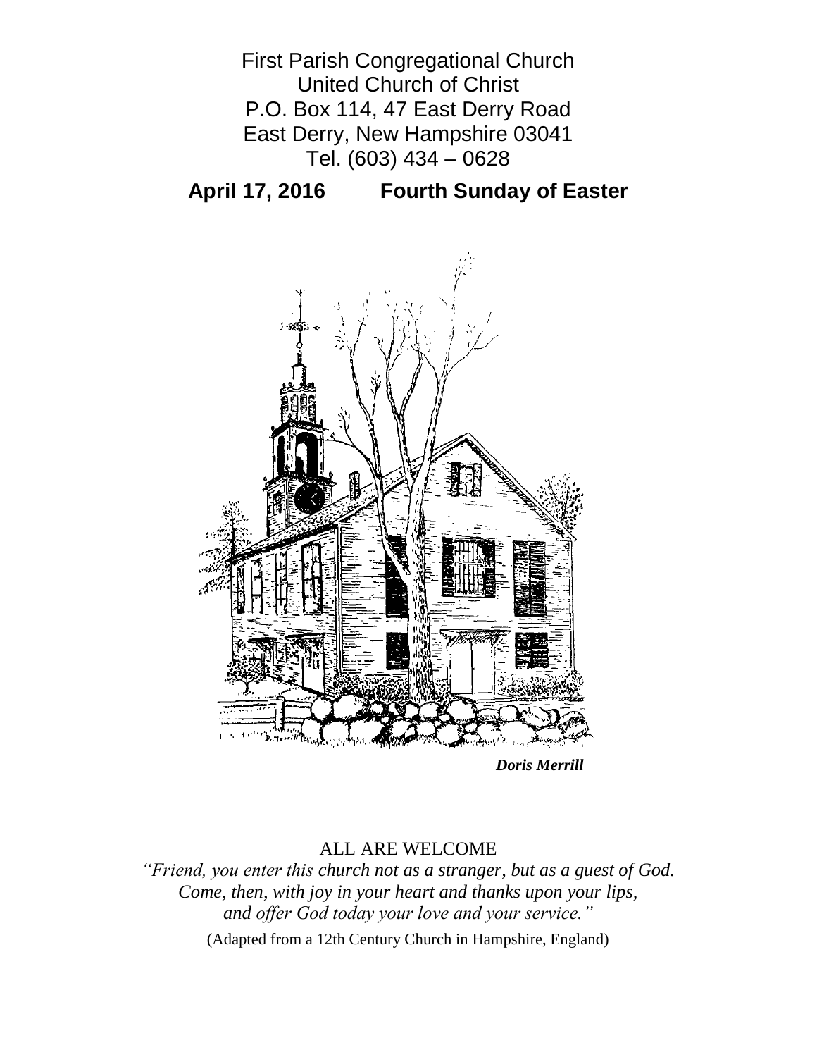First Parish Congregational Church
United Church of Christ
P.O. Box 114, 47 East Derry Road
East Derry, New Hampshire 03041
Tel. (603) 434 – 0628

**April 17, 2016 Fourth Sunday of Easter**

***Doris Merrill***

ALL ARE WELCOME

*"Friend, you enter this church not as a stranger, but as a guest of God.*
*Come, then, with joy in your heart and thanks upon your lips,*
*and offer God today your love and your service."*

(Adapted from a 12th Century Church in Hampshire, England)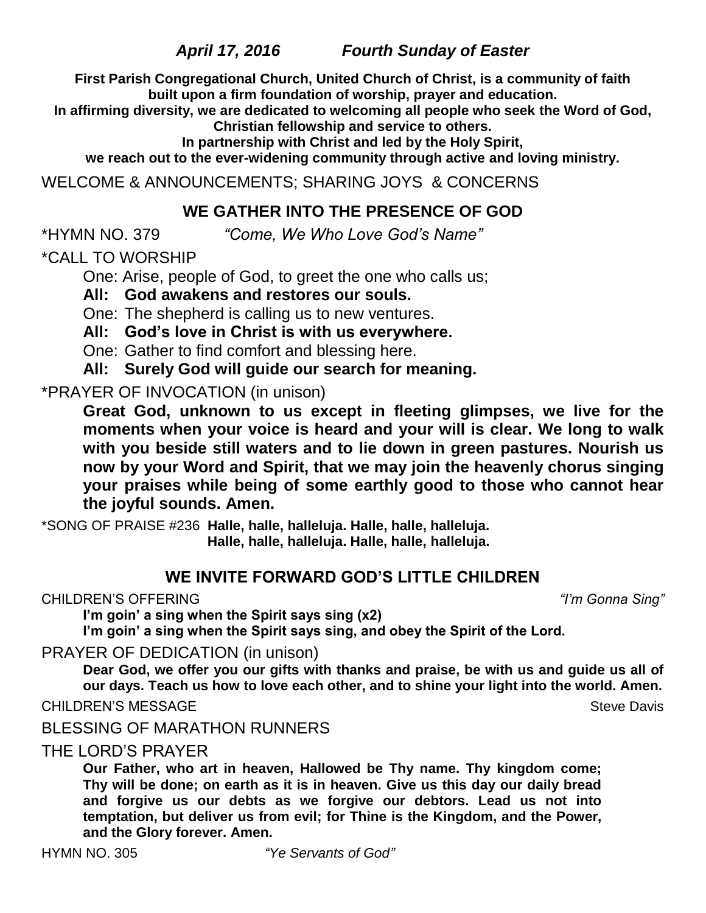***April 17, 2016 Fourth Sunday of Easter***

**First Parish Congregational Church, United Church of Christ, is a community of faith built upon a firm foundation of worship, prayer and education. In affirming diversity, we are dedicated to welcoming all people who seek the Word of God, Christian fellowship and service to others. In partnership with Christ and led by the Holy Spirit, we reach out to the ever-widening community through active and loving ministry.**

WELCOME & ANNOUNCEMENTS; SHARING JOYS & CONCERNS

## WE GATHER INTO THE PRESENCE OF GOD

*HYMN NO. 379 *"Come, We Who Love God's Name"*

*CALL TO WORSHIP

One: Arise, people of God, to greet the one who calls us;

**All: God awakens and restores our souls.**

One: The shepherd is calling us to new ventures.

**All: God's love in Christ is with us everywhere.**

One: Gather to find comfort and blessing here.

**All: Surely God will guide our search for meaning.**

*PRAYER OF INVOCATION (in unison)

**Great God, unknown to us except in fleeting glimpses, we live for the moments when your voice is heard and your will is clear. We long to walk with you beside still waters and to lie down in green pastures. Nourish us now by your Word and Spirit, that we may join the heavenly chorus singing your praises while being of some earthly good to those who cannot hear the joyful sounds. Amen.**

*SONG OF PRAISE #236 **Halle, halle, halleluja. Halle, halle, halleluja. Halle, halle, halleluja. Halle, halle, halleluja.**

## WE INVITE FORWARD GOD'S LITTLE CHILDREN

CHILDREN'S OFFERING *"I'm Gonna Sing"*

**I'm goin' a sing when the Spirit says sing (x2)**
**I'm goin' a sing when the Spirit says sing, and obey the Spirit of the Lord.**

PRAYER OF DEDICATION (in unison)

**Dear God, we offer you our gifts with thanks and praise, be with us and guide us all of our days. Teach us how to love each other, and to shine your light into the world. Amen.**

CHILDREN'S MESSAGE Steve Davis

BLESSING OF MARATHON RUNNERS

THE LORD'S PRAYER

**Our Father, who art in heaven, Hallowed be Thy name. Thy kingdom come; Thy will be done; on earth as it is in heaven. Give us this day our daily bread and forgive us our debts as we forgive our debtors. Lead us not into temptation, but deliver us from evil; for Thine is the Kingdom, and the Power, and the Glory forever. Amen.**

HYMN NO. 305 *"Ye Servants of God"*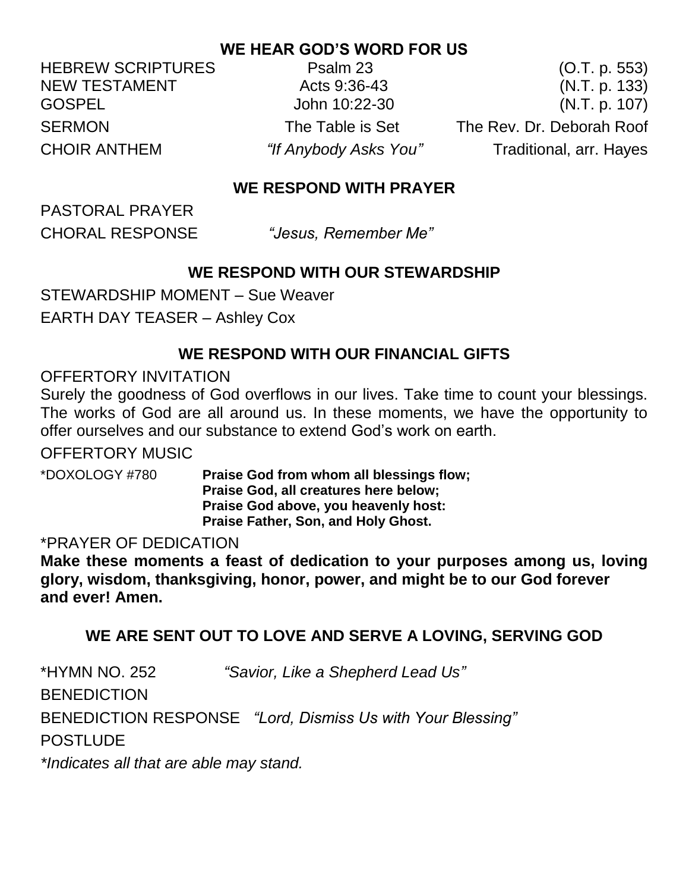## WE HEAR GOD'S WORD FOR US

| | | |
|---|---|---|
| HEBREW SCRIPTURES | Psalm 23 | (O.T. p. 553) |
| NEW TESTAMENT | Acts 9:36-43 | (N.T. p. 133) |
| GOSPEL | John 10:22-30 | (N.T. p. 107) |
| SERMON | The Table is Set | The Rev. Dr. Deborah Roof |
| CHOIR ANTHEM | *"If Anybody Asks You"* | Traditional, arr. Hayes |

## WE RESPOND WITH PRAYER

PASTORAL PRAYER

CHORAL RESPONSE *"Jesus, Remember Me"*

## WE RESPOND WITH OUR STEWARDSHIP

STEWARDSHIP MOMENT – Sue Weaver

EARTH DAY TEASER – Ashley Cox

## WE RESPOND WITH OUR FINANCIAL GIFTS

OFFERTORY INVITATION

Surely the goodness of God overflows in our lives. Take time to count your blessings. The works of God are all around us. In these moments, we have the opportunity to offer ourselves and our substance to extend God's work on earth.

OFFERTORY MUSIC

*DOXOLOGY #780 **Praise God from whom all blessings flow;**
**Praise God, all creatures here below;**
**Praise God above, you heavenly host:**
**Praise Father, Son, and Holy Ghost.**

*PRAYER OF DEDICATION

**Make these moments a feast of dedication to your purposes among us, loving glory, wisdom, thanksgiving, honor, power, and might be to our God forever and ever! Amen.**

## WE ARE SENT OUT TO LOVE AND SERVE A LOVING, SERVING GOD

*HYMN NO. 252 *"Savior, Like a Shepherd Lead Us"*

BENEDICTION

BENEDICTION RESPONSE *"Lord, Dismiss Us with Your Blessing"*

POSTLUDE

**Indicates all that are able may stand.*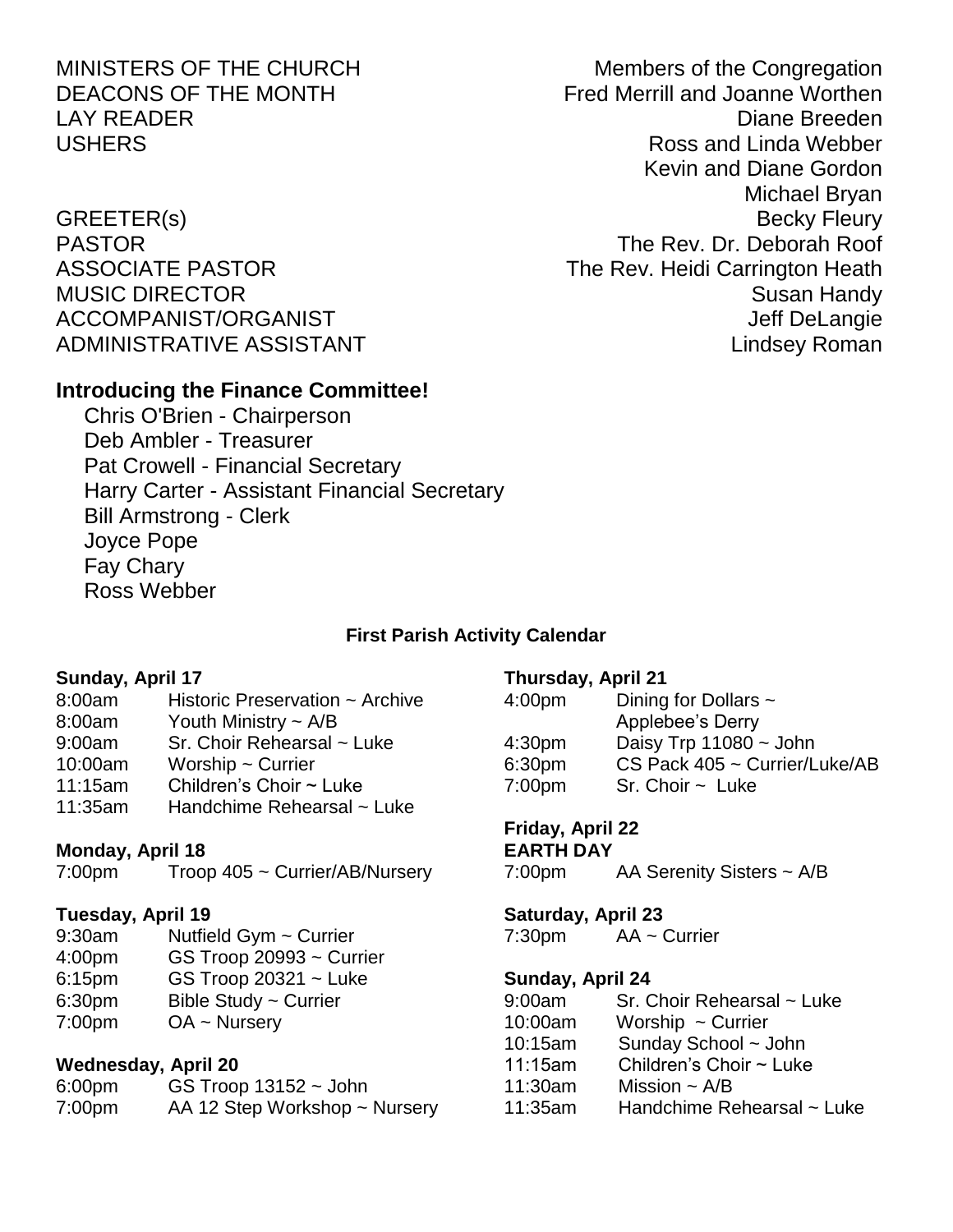| | |
|---|---|
| MINISTERS OF THE CHURCH | Members of the Congregation |
| DEACONS OF THE MONTH | Fred Merrill and Joanne Worthen |
| LAY READER | Diane Breeden |
| USHERS | Ross and Linda Webber |
| | Kevin and Diane Gordon |
| | Michael Bryan |
| GREETER(s) | Becky Fleury |
| PASTOR | The Rev. Dr. Deborah Roof |
| ASSOCIATE PASTOR | The Rev. Heidi Carrington Heath |
| MUSIC DIRECTOR | Susan Handy |
| ACCOMPANIST/ORGANIST | Jeff DeLangie |
| ADMINISTRATIVE ASSISTANT | Lindsey Roman |

## Introducing the Finance Committee!

Chris O'Brien - Chairperson
Deb Ambler - Treasurer
Pat Crowell - Financial Secretary
Harry Carter - Assistant Financial Secretary
Bill Armstrong - Clerk
Joyce Pope
Fay Chary
Ross Webber

### First Parish Activity Calendar

**Sunday, April 17**

| | |
|---|---|
| 8:00am | Historic Preservation ~ Archive |
| 8:00am | Youth Ministry ~ A/B |
| 9:00am | Sr. Choir Rehearsal ~ Luke |
| 10:00am | Worship ~ Currier |
| 11:15am | Children's Choir ~ Luke |
| 11:35am | Handchime Rehearsal ~ Luke |

**Monday, April 18**

| | |
|---|---|
| 7:00pm | Troop 405 ~ Currier/AB/Nursery |

**Tuesday, April 19**

| | |
|---|---|
| 9:30am | Nutfield Gym ~ Currier |
| 4:00pm | GS Troop 20993 ~ Currier |
| 6:15pm | GS Troop 20321 ~ Luke |
| 6:30pm | Bible Study ~ Currier |
| 7:00pm | OA ~ Nursery |

**Wednesday, April 20**

| | |
|---|---|
| 6:00pm | GS Troop 13152 ~ John |
| 7:00pm | AA 12 Step Workshop ~ Nursery |

**Thursday, April 21**

| | |
|---|---|
| 4:00pm | Dining for Dollars ~ Applebee's Derry |
| 4:30pm | Daisy Trp 11080 ~ John |
| 6:30pm | CS Pack 405 ~ Currier/Luke/AB |
| 7:00pm | Sr. Choir ~ Luke |

**Friday, April 22**
**EARTH DAY**

| | |
|---|---|
| 7:00pm | AA Serenity Sisters ~ A/B |

**Saturday, April 23**

| | |
|---|---|
| 7:30pm | AA ~ Currier |

**Sunday, April 24**

| | |
|---|---|
| 9:00am | Sr. Choir Rehearsal ~ Luke |
| 10:00am | Worship ~ Currier |
| 10:15am | Sunday School ~ John |
| 11:15am | Children's Choir ~ Luke |
| 11:30am | Mission ~ A/B |
| 11:35am | Handchime Rehearsal ~ Luke |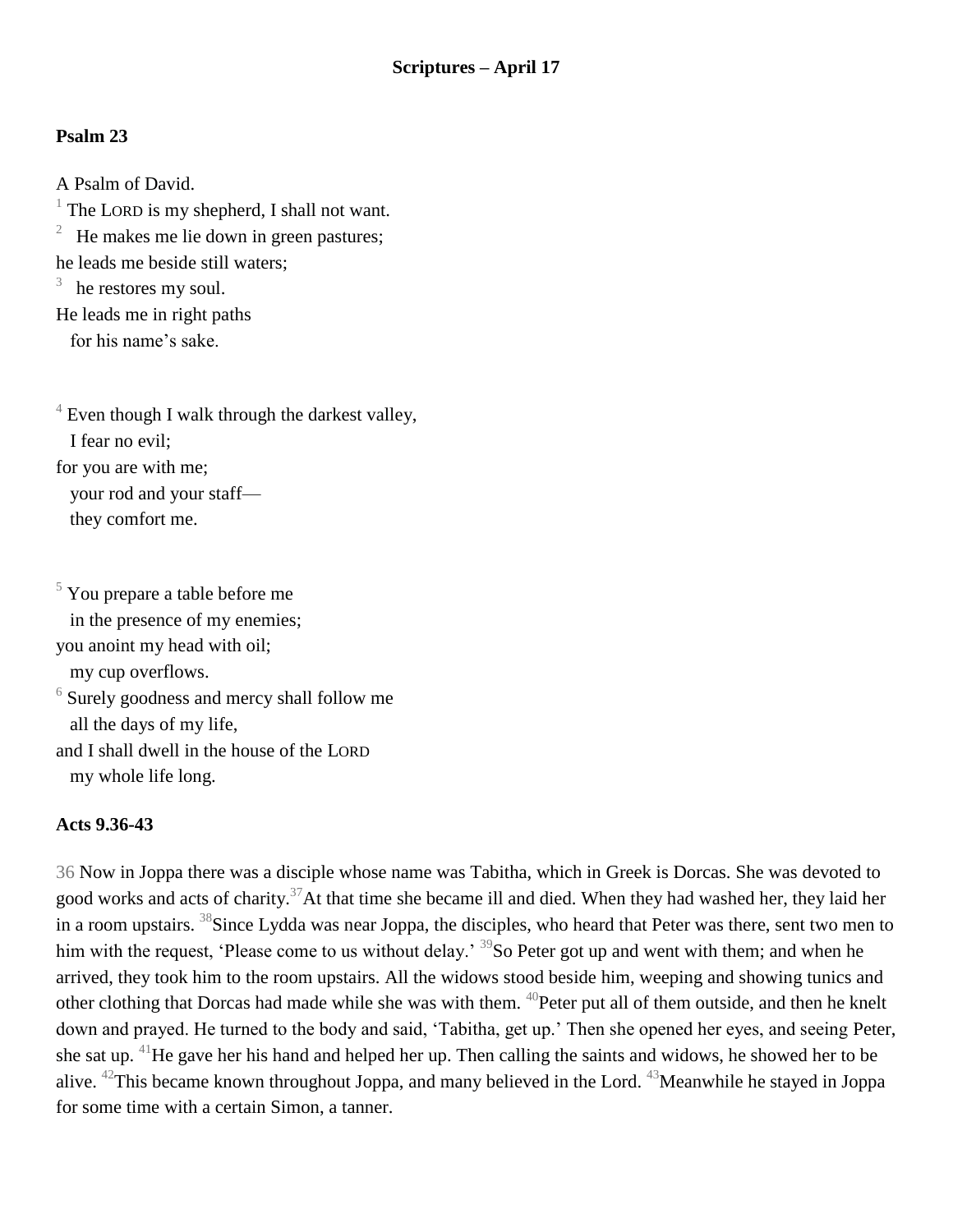# Scriptures – April 17

## Psalm 23

A Psalm of David.
[1] The LORD is my shepherd, I shall not want.
[2] He makes me lie down in green pastures;
he leads me beside still waters;
[3] he restores my soul.
He leads me in right paths
for his name's sake.

[4] Even though I walk through the darkest valley,
I fear no evil;
for you are with me;
your rod and your staff—
they comfort me.

[5] You prepare a table before me
in the presence of my enemies;
you anoint my head with oil;
my cup overflows.
[6] Surely goodness and mercy shall follow me
all the days of my life,
and I shall dwell in the house of the LORD
my whole life long.

## Acts 9.36-43

36 Now in Joppa there was a disciple whose name was Tabitha, which in Greek is Dorcas. She was devoted to good works and acts of charity.[37]At that time she became ill and died. When they had washed her, they laid her in a room upstairs. [38]Since Lydda was near Joppa, the disciples, who heard that Peter was there, sent two men to him with the request, 'Please come to us without delay.' [39]So Peter got up and went with them; and when he arrived, they took him to the room upstairs. All the widows stood beside him, weeping and showing tunics and other clothing that Dorcas had made while she was with them. [40]Peter put all of them outside, and then he knelt down and prayed. He turned to the body and said, 'Tabitha, get up.' Then she opened her eyes, and seeing Peter, she sat up. [41]He gave her his hand and helped her up. Then calling the saints and widows, he showed her to be alive. [42]This became known throughout Joppa, and many believed in the Lord. [43]Meanwhile he stayed in Joppa for some time with a certain Simon, a tanner.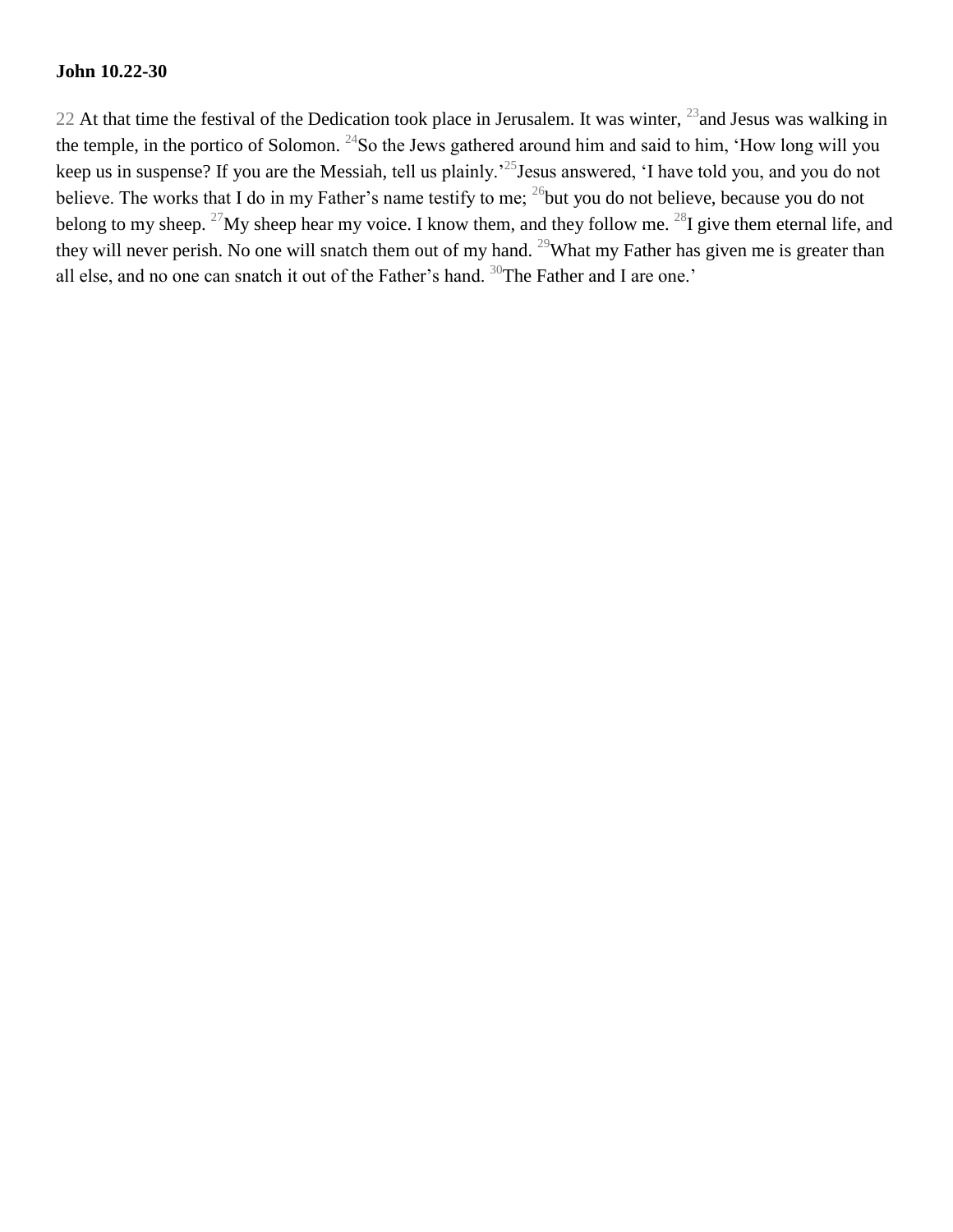**John 10.22-30**

22 At that time the festival of the Dedication took place in Jerusalem. It was winter, 23 and Jesus was walking in the temple, in the portico of Solomon. 24 So the Jews gathered around him and said to him, ‘How long will you keep us in suspense? If you are the Messiah, tell us plainly.’ 25 Jesus answered, ‘I have told you, and you do not believe. The works that I do in my Father’s name testify to me; 26 but you do not believe, because you do not belong to my sheep. 27 My sheep hear my voice. I know them, and they follow me. 28 I give them eternal life, and they will never perish. No one will snatch them out of my hand. 29 What my Father has given me is greater than all else, and no one can snatch it out of the Father’s hand. 30 The Father and I are one.’